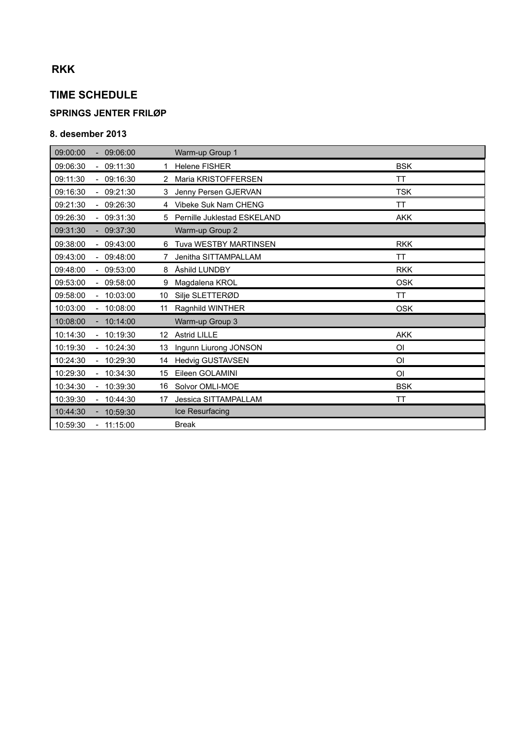# RKK

## TIME SCHEDULE

### SPRINGS JENTER FRILØP

### 8. desember 2013

| Time | | No. | Name | Club |
|---|---|---|---|---|
| 09:00:00 | - 09:06:00 | | Warm-up Group 1 | |
| 09:06:30 | - 09:11:30 | 1 | Helene FISHER | BSK |
| 09:11:30 | - 09:16:30 | 2 | Maria KRISTOFFERSEN | TT |
| 09:16:30 | - 09:21:30 | 3 | Jenny Persen GJERVAN | TSK |
| 09:21:30 | - 09:26:30 | 4 | Vibeke Suk Nam CHENG | TT |
| 09:26:30 | - 09:31:30 | 5 | Pernille Juklestad ESKELAND | AKK |
| 09:31:30 | - 09:37:30 | | Warm-up Group 2 | |
| 09:38:00 | - 09:43:00 | 6 | Tuva WESTBY MARTINSEN | RKK |
| 09:43:00 | - 09:48:00 | 7 | Jenitha SITTAMPALLAM | TT |
| 09:48:00 | - 09:53:00 | 8 | Åshild LUNDBY | RKK |
| 09:53:00 | - 09:58:00 | 9 | Magdalena KROL | OSK |
| 09:58:00 | - 10:03:00 | 10 | Silje SLETTERØD | TT |
| 10:03:00 | - 10:08:00 | 11 | Ragnhild WINTHER | OSK |
| 10:08:00 | - 10:14:00 | | Warm-up Group 3 | |
| 10:14:30 | - 10:19:30 | 12 | Astrid LILLE | AKK |
| 10:19:30 | - 10:24:30 | 13 | Ingunn Liurong JONSON | OI |
| 10:24:30 | - 10:29:30 | 14 | Hedvig GUSTAVSEN | OI |
| 10:29:30 | - 10:34:30 | 15 | Eileen GOLAMINI | OI |
| 10:34:30 | - 10:39:30 | 16 | Solvor OMLI-MOE | BSK |
| 10:39:30 | - 10:44:30 | 17 | Jessica SITTAMPALLAM | TT |
| 10:44:30 | - 10:59:30 | | Ice Resurfacing | |
| 10:59:30 | - 11:15:00 | | Break | |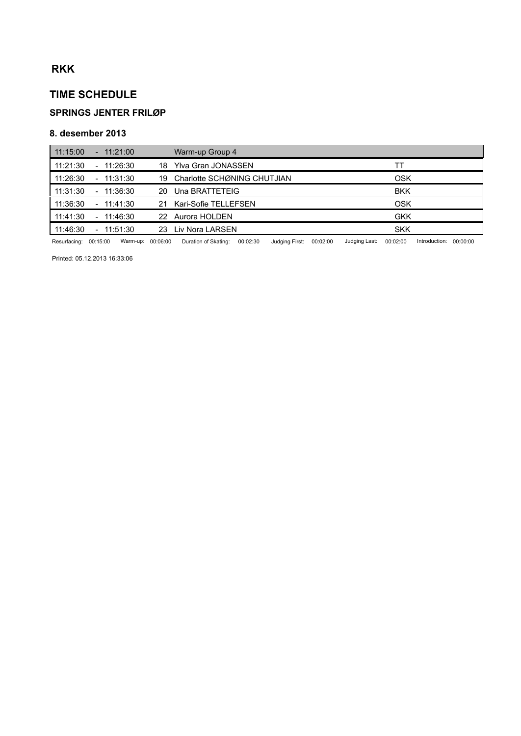**RKK**

# TIME SCHEDULE

### SPRINGS JENTER FRILØP

### 8. desember 2013

| | | | | |
|---|---|---|---|---|
| 11:15:00 | - 11:21:00 | | Warm-up Group 4 | |
| 11:21:30 | - 11:26:30 | 18 | Ylva Gran JONASSEN | TT |
| 11:26:30 | - 11:31:30 | 19 | Charlotte SCHØNING CHUTJIAN | OSK |
| 11:31:30 | - 11:36:30 | 20 | Una BRATTETEIG | BKK |
| 11:36:30 | - 11:41:30 | 21 | Kari-Sofie TELLEFSEN | OSK |
| 11:41:30 | - 11:46:30 | 22 | Aurora HOLDEN | GKK |
| 11:46:30 | - 11:51:30 | 23 | Liv Nora LARSEN | SKK |

Resurfacing: 00:15:00 Warm-up: 00:06:00 Duration of Skating: 00:02:30 Judging First: 00:02:00 Judging Last: 00:02:00 Introduction: 00:00:00

Printed: 05.12.2013 16:33:06